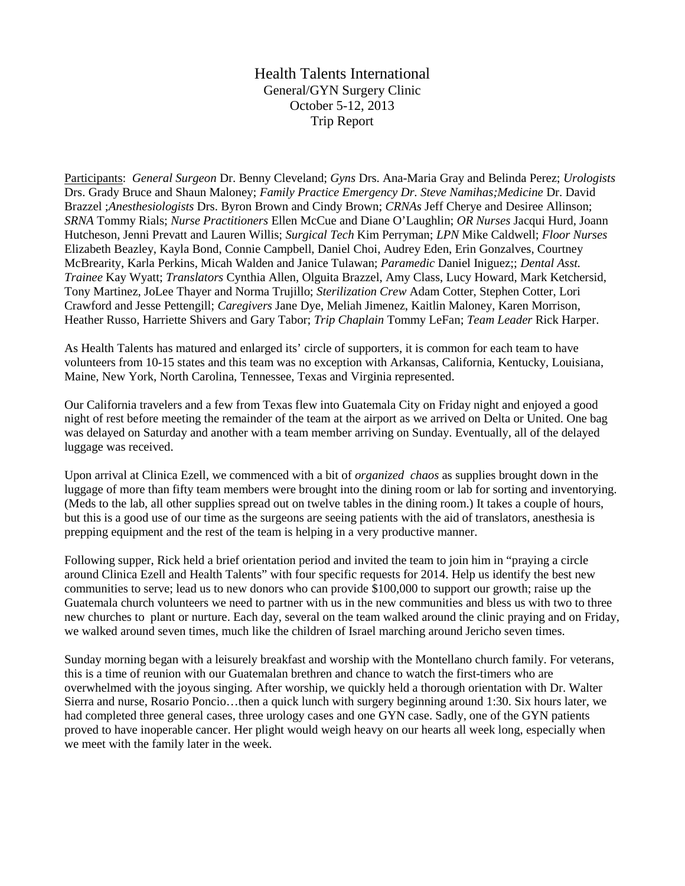# Health Talents International

General/GYN Surgery Clinic
October 5-12, 2013
Trip Report

Participants: *General Surgeon* Dr. Benny Cleveland; *Gyns* Drs. Ana-Maria Gray and Belinda Perez; *Urologists* Drs. Grady Bruce and Shaun Maloney; *Family Practice Emergency Dr. Steve Namihas;Medicine* Dr. David Brazzel ;*Anesthesiologists* Drs. Byron Brown and Cindy Brown; *CRNAs* Jeff Cherye and Desiree Allinson; *SRNA* Tommy Rials; *Nurse Practitioners* Ellen McCue and Diane O'Laughlin; *OR Nurses* Jacqui Hurd, Joann Hutcheson, Jenni Prevatt and Lauren Willis; *Surgical Tech* Kim Perryman; *LPN* Mike Caldwell; *Floor Nurses* Elizabeth Beazley, Kayla Bond, Connie Campbell, Daniel Choi, Audrey Eden, Erin Gonzalves, Courtney McBrearity, Karla Perkins, Micah Walden and Janice Tulawan; *Paramedic* Daniel Iniguez;; *Dental Asst. Trainee* Kay Wyatt; *Translators* Cynthia Allen, Olguita Brazzel, Amy Class, Lucy Howard, Mark Ketchersid, Tony Martinez, JoLee Thayer and Norma Trujillo; *Sterilization Crew* Adam Cotter, Stephen Cotter, Lori Crawford and Jesse Pettengill; *Caregivers* Jane Dye, Meliah Jimenez, Kaitlin Maloney, Karen Morrison, Heather Russo, Harriette Shivers and Gary Tabor; *Trip Chaplain* Tommy LeFan; *Team Leader* Rick Harper.

As Health Talents has matured and enlarged its' circle of supporters, it is common for each team to have volunteers from 10-15 states and this team was no exception with Arkansas, California, Kentucky, Louisiana, Maine, New York, North Carolina, Tennessee, Texas and Virginia represented.

Our California travelers and a few from Texas flew into Guatemala City on Friday night and enjoyed a good night of rest before meeting the remainder of the team at the airport as we arrived on Delta or United. One bag was delayed on Saturday and another with a team member arriving on Sunday. Eventually, all of the delayed luggage was received.

Upon arrival at Clinica Ezell, we commenced with a bit of *organized chaos* as supplies brought down in the luggage of more than fifty team members were brought into the dining room or lab for sorting and inventorying. (Meds to the lab, all other supplies spread out on twelve tables in the dining room.) It takes a couple of hours, but this is a good use of our time as the surgeons are seeing patients with the aid of translators, anesthesia is prepping equipment and the rest of the team is helping in a very productive manner.

Following supper, Rick held a brief orientation period and invited the team to join him in "praying a circle around Clinica Ezell and Health Talents" with four specific requests for 2014. Help us identify the best new communities to serve; lead us to new donors who can provide $100,000 to support our growth; raise up the Guatemala church volunteers we need to partner with us in the new communities and bless us with two to three new churches to plant or nurture. Each day, several on the team walked around the clinic praying and on Friday, we walked around seven times, much like the children of Israel marching around Jericho seven times.

Sunday morning began with a leisurely breakfast and worship with the Montellano church family. For veterans, this is a time of reunion with our Guatemalan brethren and chance to watch the first-timers who are overwhelmed with the joyous singing. After worship, we quickly held a thorough orientation with Dr. Walter Sierra and nurse, Rosario Poncio…then a quick lunch with surgery beginning around 1:30. Six hours later, we had completed three general cases, three urology cases and one GYN case. Sadly, one of the GYN patients proved to have inoperable cancer. Her plight would weigh heavy on our hearts all week long, especially when we meet with the family later in the week.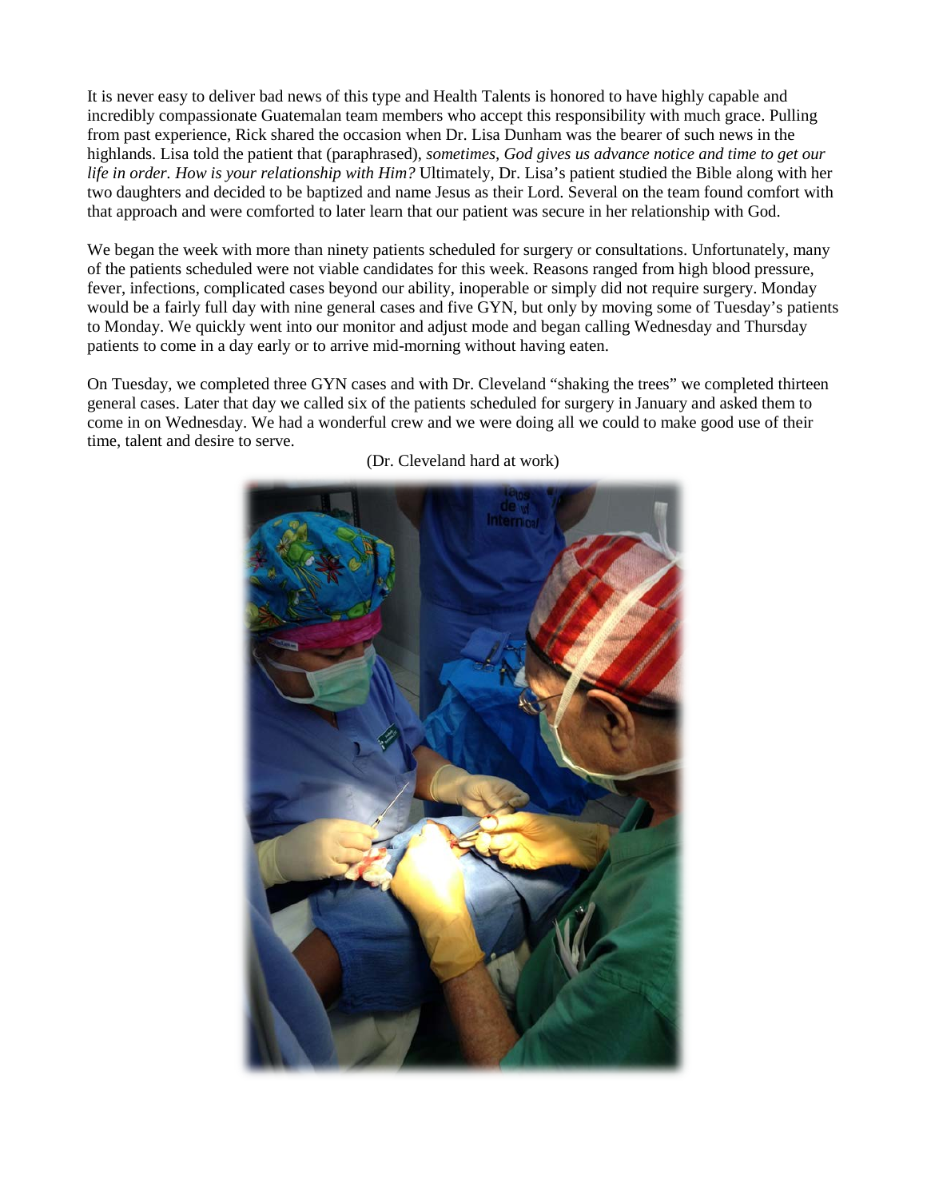It is never easy to deliver bad news of this type and Health Talents is honored to have highly capable and incredibly compassionate Guatemalan team members who accept this responsibility with much grace. Pulling from past experience, Rick shared the occasion when Dr. Lisa Dunham was the bearer of such news in the highlands. Lisa told the patient that (paraphrased), *sometimes, God gives us advance notice and time to get our life in order. How is your relationship with Him?* Ultimately, Dr. Lisa's patient studied the Bible along with her two daughters and decided to be baptized and name Jesus as their Lord. Several on the team found comfort with that approach and were comforted to later learn that our patient was secure in her relationship with God.

We began the week with more than ninety patients scheduled for surgery or consultations. Unfortunately, many of the patients scheduled were not viable candidates for this week. Reasons ranged from high blood pressure, fever, infections, complicated cases beyond our ability, inoperable or simply did not require surgery. Monday would be a fairly full day with nine general cases and five GYN, but only by moving some of Tuesday's patients to Monday. We quickly went into our monitor and adjust mode and began calling Wednesday and Thursday patients to come in a day early or to arrive mid-morning without having eaten.

On Tuesday, we completed three GYN cases and with Dr. Cleveland "shaking the trees" we completed thirteen general cases. Later that day we called six of the patients scheduled for surgery in January and asked them to come in on Wednesday. We had a wonderful crew and we were doing all we could to make good use of their time, talent and desire to serve.

(Dr. Cleveland hard at work)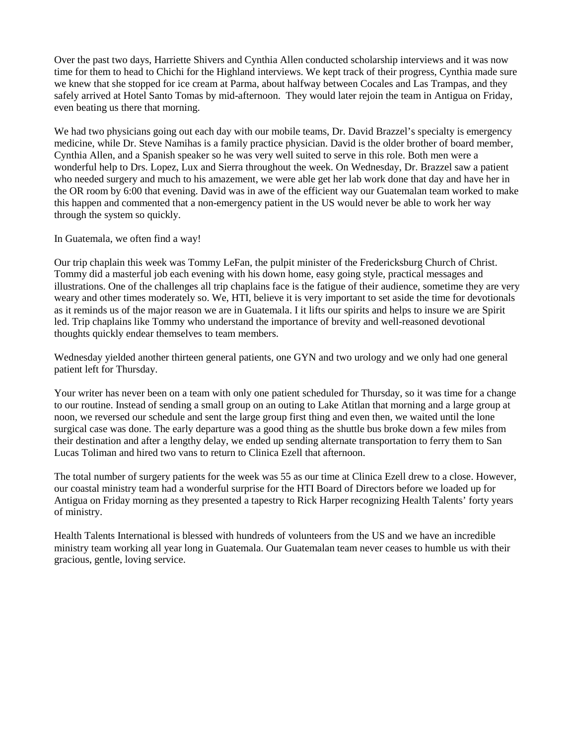Over the past two days, Harriette Shivers and Cynthia Allen conducted scholarship interviews and it was now time for them to head to Chichi for the Highland interviews. We kept track of their progress, Cynthia made sure we knew that she stopped for ice cream at Parma, about halfway between Cocales and Las Trampas, and they safely arrived at Hotel Santo Tomas by mid-afternoon. They would later rejoin the team in Antigua on Friday, even beating us there that morning.

We had two physicians going out each day with our mobile teams, Dr. David Brazzel's specialty is emergency medicine, while Dr. Steve Namihas is a family practice physician. David is the older brother of board member, Cynthia Allen, and a Spanish speaker so he was very well suited to serve in this role. Both men were a wonderful help to Drs. Lopez, Lux and Sierra throughout the week. On Wednesday, Dr. Brazzel saw a patient who needed surgery and much to his amazement, we were able get her lab work done that day and have her in the OR room by 6:00 that evening. David was in awe of the efficient way our Guatemalan team worked to make this happen and commented that a non-emergency patient in the US would never be able to work her way through the system so quickly.

In Guatemala, we often find a way!

Our trip chaplain this week was Tommy LeFan, the pulpit minister of the Fredericksburg Church of Christ. Tommy did a masterful job each evening with his down home, easy going style, practical messages and illustrations. One of the challenges all trip chaplains face is the fatigue of their audience, sometime they are very weary and other times moderately so. We, HTI, believe it is very important to set aside the time for devotionals as it reminds us of the major reason we are in Guatemala. I it lifts our spirits and helps to insure we are Spirit led. Trip chaplains like Tommy who understand the importance of brevity and well-reasoned devotional thoughts quickly endear themselves to team members.

Wednesday yielded another thirteen general patients, one GYN and two urology and we only had one general patient left for Thursday.

Your writer has never been on a team with only one patient scheduled for Thursday, so it was time for a change to our routine. Instead of sending a small group on an outing to Lake Atitlan that morning and a large group at noon, we reversed our schedule and sent the large group first thing and even then, we waited until the lone surgical case was done. The early departure was a good thing as the shuttle bus broke down a few miles from their destination and after a lengthy delay, we ended up sending alternate transportation to ferry them to San Lucas Toliman and hired two vans to return to Clinica Ezell that afternoon.

The total number of surgery patients for the week was 55 as our time at Clinica Ezell drew to a close. However, our coastal ministry team had a wonderful surprise for the HTI Board of Directors before we loaded up for Antigua on Friday morning as they presented a tapestry to Rick Harper recognizing Health Talents' forty years of ministry.

Health Talents International is blessed with hundreds of volunteers from the US and we have an incredible ministry team working all year long in Guatemala. Our Guatemalan team never ceases to humble us with their gracious, gentle, loving service.